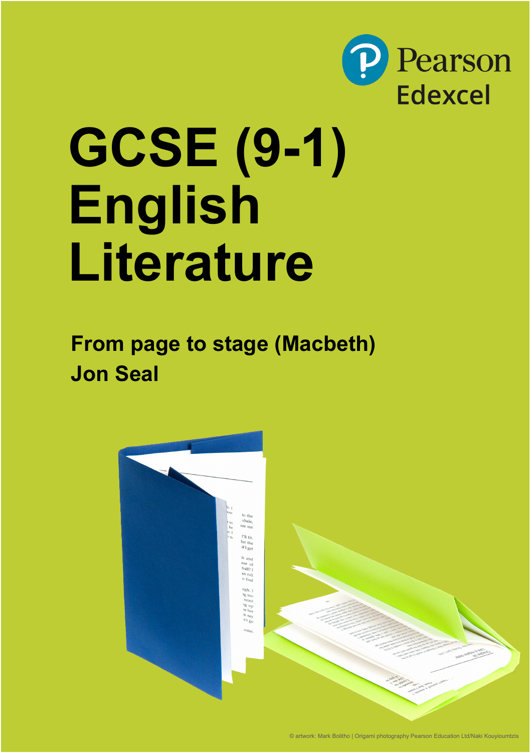Pearson Edexcel

# GCSE (9-1) English Literature

## From page to stage (Macbeth)

**Jon Seal**

© artwork: Mark Bolitho | Origami photography Pearson Education Ltd/Naki Kouyioumtzis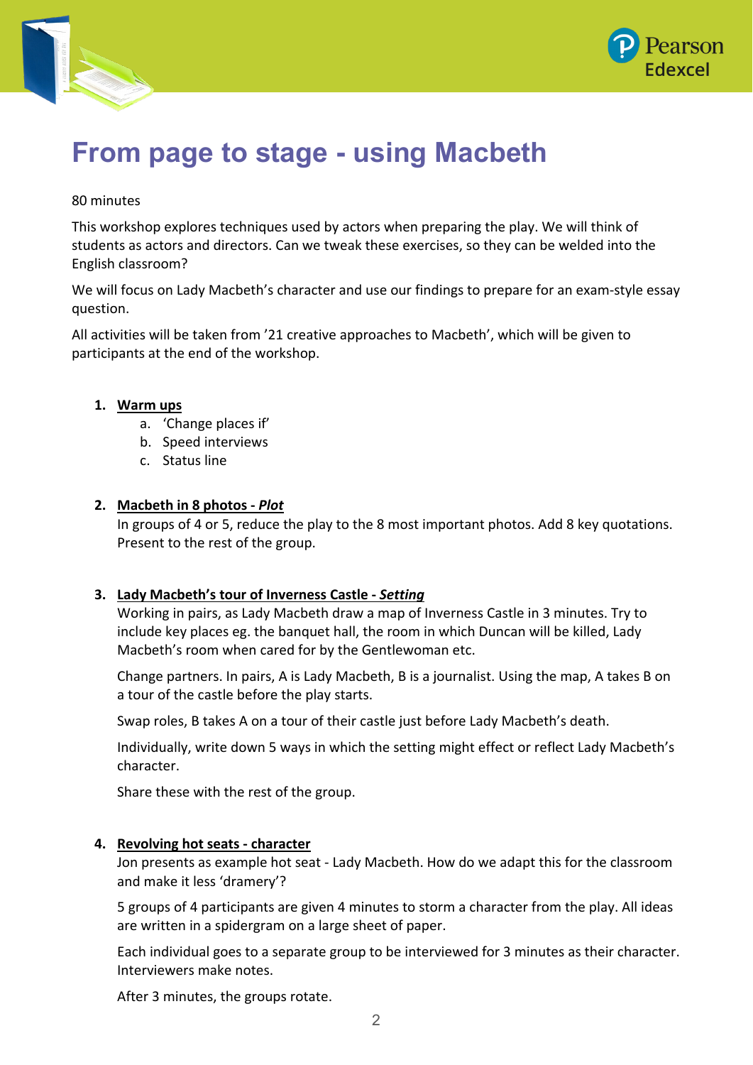# From page to stage - using Macbeth

80 minutes

This workshop explores techniques used by actors when preparing the play. We will think of students as actors and directors. Can we tweak these exercises, so they can be welded into the English classroom?

We will focus on Lady Macbeth's character and use our findings to prepare for an exam-style essay question.

All activities will be taken from '21 creative approaches to Macbeth', which will be given to participants at the end of the workshop.

1. **Warm ups**
   a. 'Change places if'
   b. Speed interviews
   c. Status line

2. **Macbeth in 8 photos - *Plot***

   In groups of 4 or 5, reduce the play to the 8 most important photos. Add 8 key quotations. Present to the rest of the group.

3. **Lady Macbeth's tour of Inverness Castle - *Setting***

   Working in pairs, as Lady Macbeth draw a map of Inverness Castle in 3 minutes. Try to include key places eg. the banquet hall, the room in which Duncan will be killed, Lady Macbeth's room when cared for by the Gentlewoman etc.

   Change partners. In pairs, A is Lady Macbeth, B is a journalist. Using the map, A takes B on a tour of the castle before the play starts.

   Swap roles, B takes A on a tour of their castle just before Lady Macbeth's death.

   Individually, write down 5 ways in which the setting might effect or reflect Lady Macbeth's character.

   Share these with the rest of the group.

4. **Revolving hot seats - character**

   Jon presents as example hot seat - Lady Macbeth. How do we adapt this for the classroom and make it less 'dramery'?

   5 groups of 4 participants are given 4 minutes to storm a character from the play. All ideas are written in a spidergram on a large sheet of paper.

   Each individual goes to a separate group to be interviewed for 3 minutes as their character. Interviewers make notes.

   After 3 minutes, the groups rotate.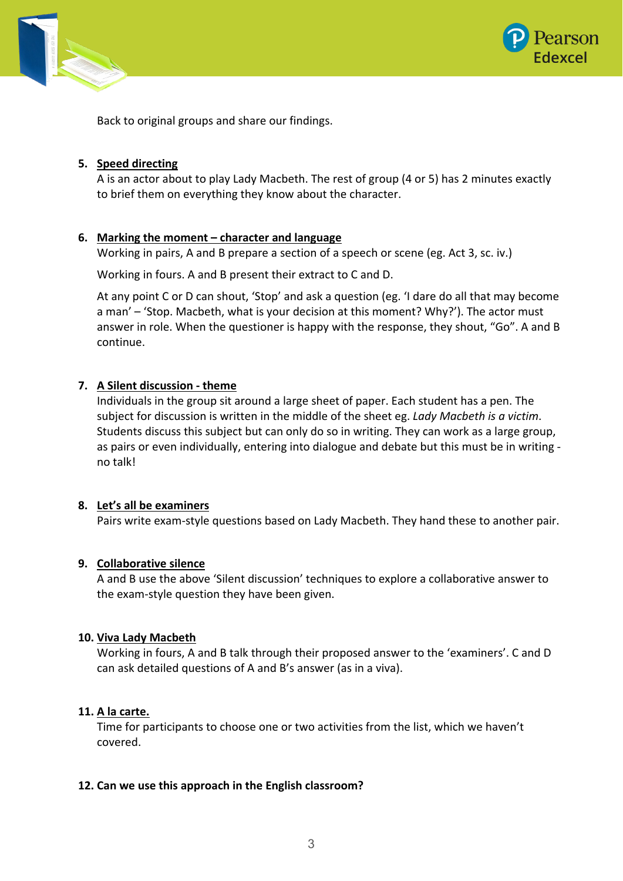Back to original groups and share our findings.

5. **Speed directing**
   A is an actor about to play Lady Macbeth. The rest of group (4 or 5) has 2 minutes exactly to brief them on everything they know about the character.

6. **Marking the moment – character and language**
   Working in pairs, A and B prepare a section of a speech or scene (eg. Act 3, sc. iv.)

   Working in fours. A and B present their extract to C and D.

   At any point C or D can shout, 'Stop' and ask a question (eg. 'I dare do all that may become a man' – 'Stop. Macbeth, what is your decision at this moment? Why?'). The actor must answer in role. When the questioner is happy with the response, they shout, "Go". A and B continue.

7. **A Silent discussion - theme**
   Individuals in the group sit around a large sheet of paper. Each student has a pen. The subject for discussion is written in the middle of the sheet eg. *Lady Macbeth is a victim*. Students discuss this subject but can only do so in writing. They can work as a large group, as pairs or even individually, entering into dialogue and debate but this must be in writing - no talk!

8. **Let's all be examiners**
   Pairs write exam-style questions based on Lady Macbeth. They hand these to another pair.

9. **Collaborative silence**
   A and B use the above 'Silent discussion' techniques to explore a collaborative answer to the exam-style question they have been given.

10. **Viva Lady Macbeth**
    Working in fours, A and B talk through their proposed answer to the 'examiners'. C and D can ask detailed questions of A and B's answer (as in a viva).

11. **A la carte.**
    Time for participants to choose one or two activities from the list, which we haven't covered.

12. **Can we use this approach in the English classroom?**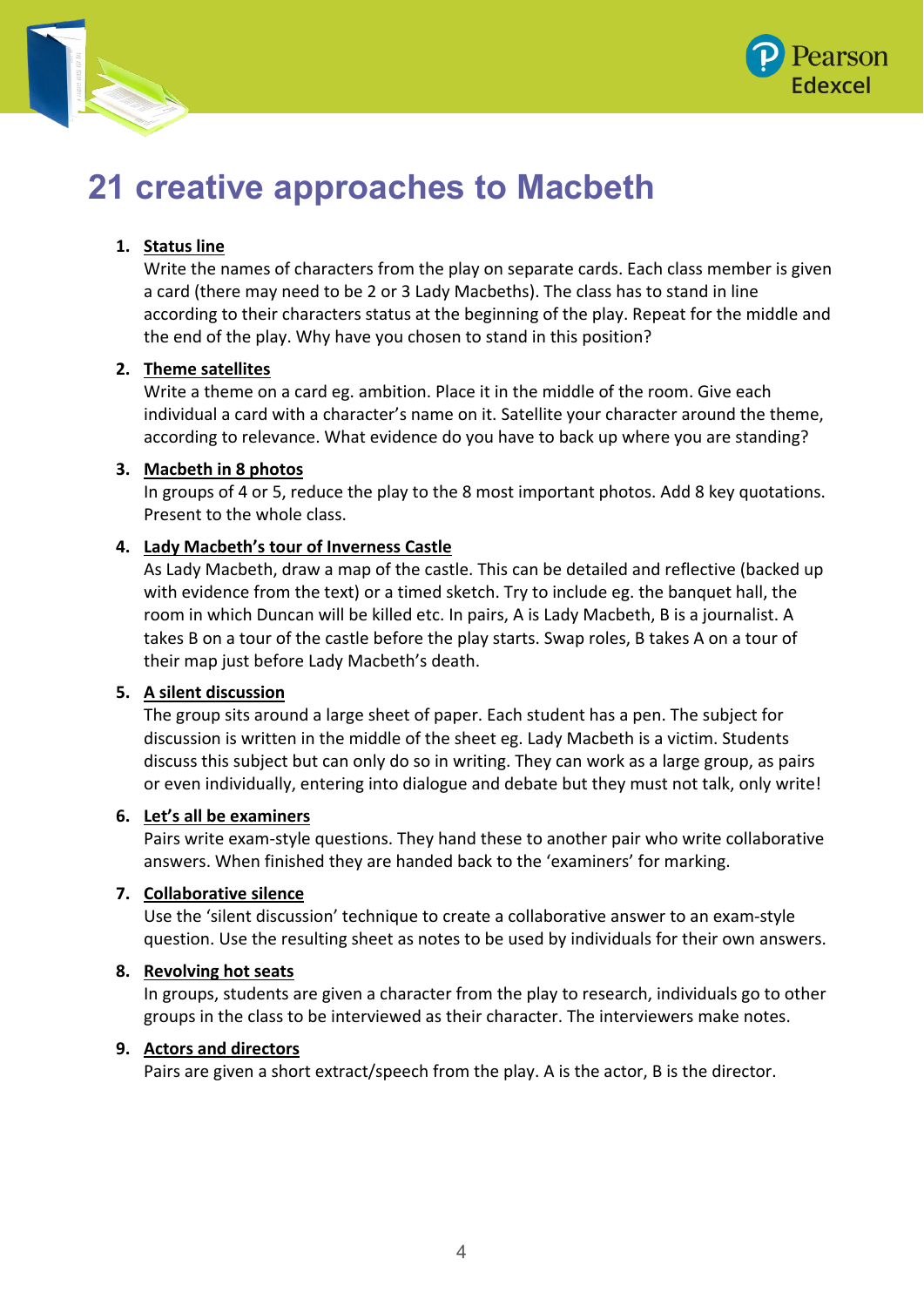# 21 creative approaches to Macbeth

1. **Status line**
   Write the names of characters from the play on separate cards. Each class member is given a card (there may need to be 2 or 3 Lady Macbeths). The class has to stand in line according to their characters status at the beginning of the play. Repeat for the middle and the end of the play. Why have you chosen to stand in this position?

2. **Theme satellites**
   Write a theme on a card eg. ambition. Place it in the middle of the room. Give each individual a card with a character's name on it. Satellite your character around the theme, according to relevance. What evidence do you have to back up where you are standing?

3. **Macbeth in 8 photos**
   In groups of 4 or 5, reduce the play to the 8 most important photos. Add 8 key quotations. Present to the whole class.

4. **Lady Macbeth's tour of Inverness Castle**
   As Lady Macbeth, draw a map of the castle. This can be detailed and reflective (backed up with evidence from the text) or a timed sketch. Try to include eg. the banquet hall, the room in which Duncan will be killed etc. In pairs, A is Lady Macbeth, B is a journalist. A takes B on a tour of the castle before the play starts. Swap roles, B takes A on a tour of their map just before Lady Macbeth's death.

5. **A silent discussion**
   The group sits around a large sheet of paper. Each student has a pen. The subject for discussion is written in the middle of the sheet eg. Lady Macbeth is a victim. Students discuss this subject but can only do so in writing. They can work as a large group, as pairs or even individually, entering into dialogue and debate but they must not talk, only write!

6. **Let's all be examiners**
   Pairs write exam-style questions. They hand these to another pair who write collaborative answers. When finished they are handed back to the 'examiners' for marking.

7. **Collaborative silence**
   Use the 'silent discussion' technique to create a collaborative answer to an exam-style question. Use the resulting sheet as notes to be used by individuals for their own answers.

8. **Revolving hot seats**
   In groups, students are given a character from the play to research, individuals go to other groups in the class to be interviewed as their character. The interviewers make notes.

9. **Actors and directors**
   Pairs are given a short extract/speech from the play. A is the actor, B is the director.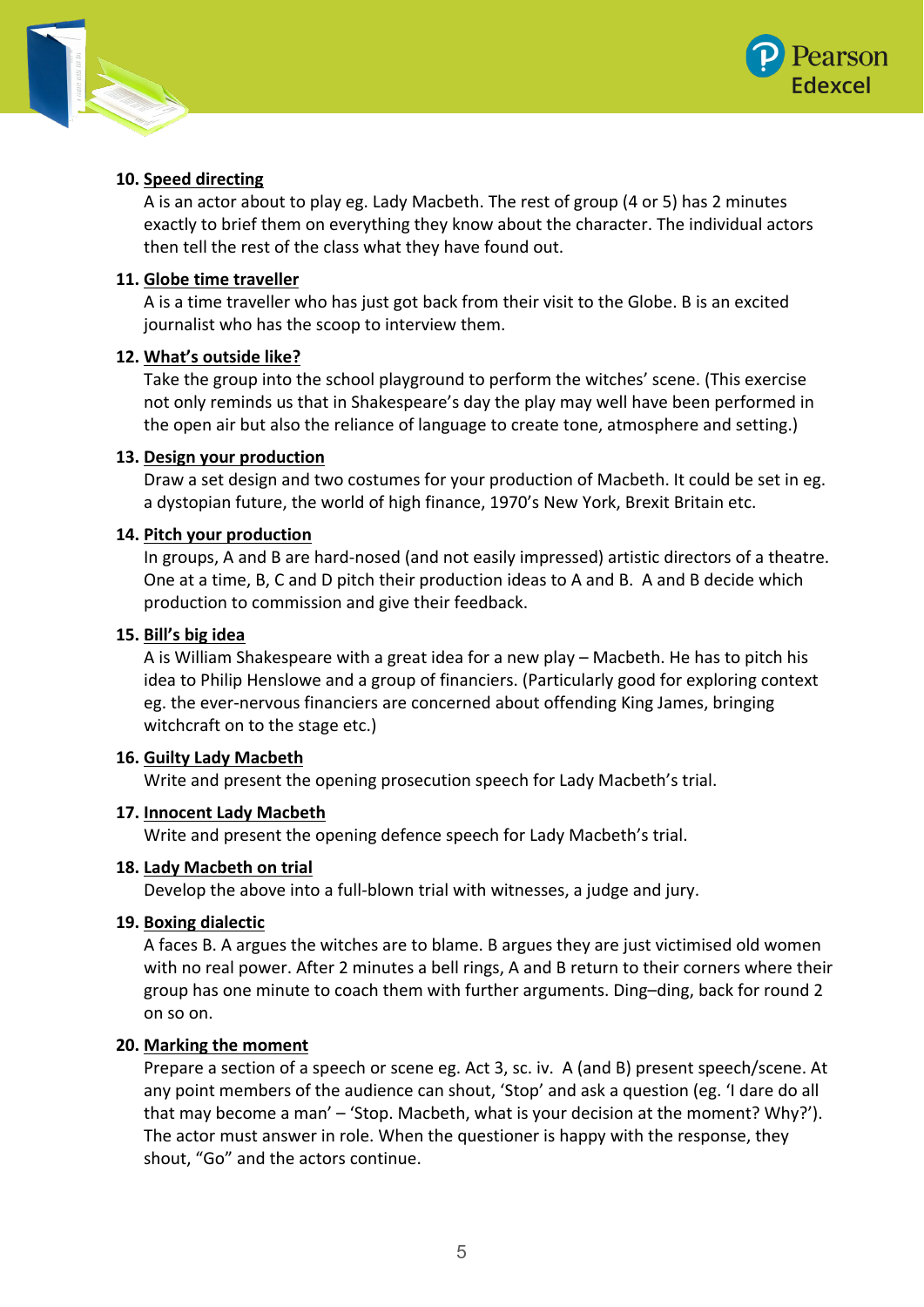10. **Speed directing**

    A is an actor about to play eg. Lady Macbeth. The rest of group (4 or 5) has 2 minutes exactly to brief them on everything they know about the character. The individual actors then tell the rest of the class what they have found out.

11. **Globe time traveller**

    A is a time traveller who has just got back from their visit to the Globe. B is an excited journalist who has the scoop to interview them.

12. **What's outside like?**

    Take the group into the school playground to perform the witches' scene. (This exercise not only reminds us that in Shakespeare's day the play may well have been performed in the open air but also the reliance of language to create tone, atmosphere and setting.)

13. **Design your production**

    Draw a set design and two costumes for your production of Macbeth. It could be set in eg. a dystopian future, the world of high finance, 1970's New York, Brexit Britain etc.

14. **Pitch your production**

    In groups, A and B are hard-nosed (and not easily impressed) artistic directors of a theatre. One at a time, B, C and D pitch their production ideas to A and B. A and B decide which production to commission and give their feedback.

15. **Bill's big idea**

    A is William Shakespeare with a great idea for a new play – Macbeth. He has to pitch his idea to Philip Henslowe and a group of financiers. (Particularly good for exploring context eg. the ever-nervous financiers are concerned about offending King James, bringing witchcraft on to the stage etc.)

16. **Guilty Lady Macbeth**

    Write and present the opening prosecution speech for Lady Macbeth's trial.

17. **Innocent Lady Macbeth**

    Write and present the opening defence speech for Lady Macbeth's trial.

18. **Lady Macbeth on trial**

    Develop the above into a full-blown trial with witnesses, a judge and jury.

19. **Boxing dialectic**

    A faces B. A argues the witches are to blame. B argues they are just victimised old women with no real power. After 2 minutes a bell rings, A and B return to their corners where their group has one minute to coach them with further arguments. Ding–ding, back for round 2 on so on.

20. **Marking the moment**

    Prepare a section of a speech or scene eg. Act 3, sc. iv. A (and B) present speech/scene. At any point members of the audience can shout, 'Stop' and ask a question (eg. 'I dare do all that may become a man' – 'Stop. Macbeth, what is your decision at the moment? Why?'). The actor must answer in role. When the questioner is happy with the response, they shout, "Go" and the actors continue.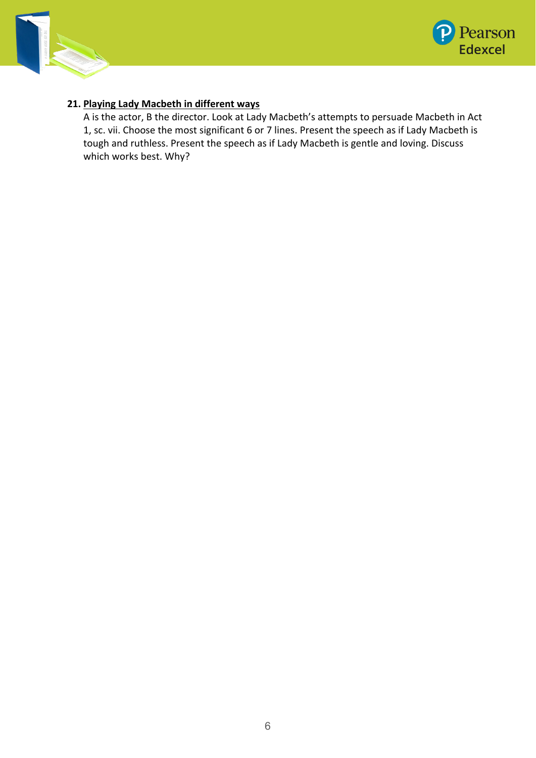**21. Playing Lady Macbeth in different ways**

A is the actor, B the director. Look at Lady Macbeth's attempts to persuade Macbeth in Act 1, sc. vii. Choose the most significant 6 or 7 lines. Present the speech as if Lady Macbeth is tough and ruthless. Present the speech as if Lady Macbeth is gentle and loving. Discuss which works best. Why?